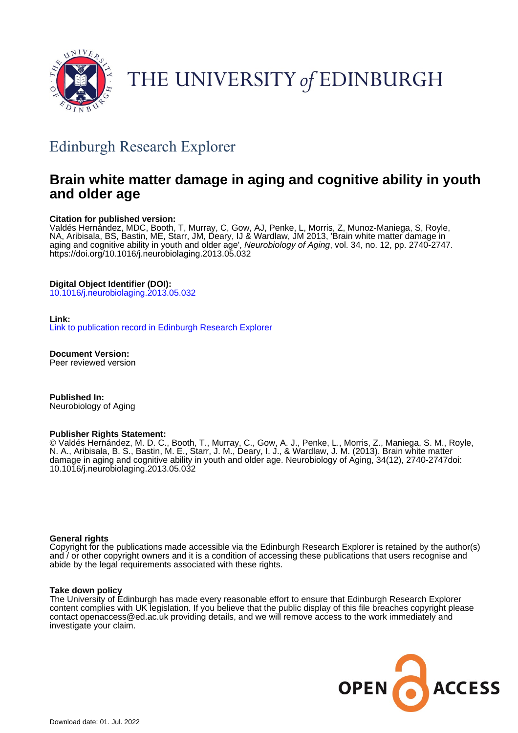THE UNIVERSITY of EDINBURGH

## Edinburgh Research Explorer

# Brain white matter damage in aging and cognitive ability in youth and older age

**Citation for published version:**
Valdés Hernández, MDC, Booth, T, Murray, C, Gow, AJ, Penke, L, Morris, Z, Munoz-Maniega, S, Royle, NA, Aribisala, BS, Bastin, ME, Starr, JM, Deary, IJ & Wardlaw, JM 2013, 'Brain white matter damage in aging and cognitive ability in youth and older age', *Neurobiology of Aging*, vol. 34, no. 12, pp. 2740-2747. https://doi.org/10.1016/j.neurobiolaging.2013.05.032

**Digital Object Identifier (DOI):**
10.1016/j.neurobiolaging.2013.05.032

**Link:**
Link to publication record in Edinburgh Research Explorer

**Document Version:**
Peer reviewed version

**Published In:**
Neurobiology of Aging

**Publisher Rights Statement:**
© Valdés Hernández, M. D. C., Booth, T., Murray, C., Gow, A. J., Penke, L., Morris, Z., Maniega, S. M., Royle, N. A., Aribisala, B. S., Bastin, M. E., Starr, J. M., Deary, I. J., & Wardlaw, J. M. (2013). Brain white matter damage in aging and cognitive ability in youth and older age. Neurobiology of Aging, 34(12), 2740-2747doi: 10.1016/j.neurobiolaging.2013.05.032

**General rights**
Copyright for the publications made accessible via the Edinburgh Research Explorer is retained by the author(s) and / or other copyright owners and it is a condition of accessing these publications that users recognise and abide by the legal requirements associated with these rights.

**Take down policy**
The University of Edinburgh has made every reasonable effort to ensure that Edinburgh Research Explorer content complies with UK legislation. If you believe that the public display of this file breaches copyright please contact openaccess@ed.ac.uk providing details, and we will remove access to the work immediately and investigate your claim.

OPEN ACCESS

Download date: 01. Jul. 2022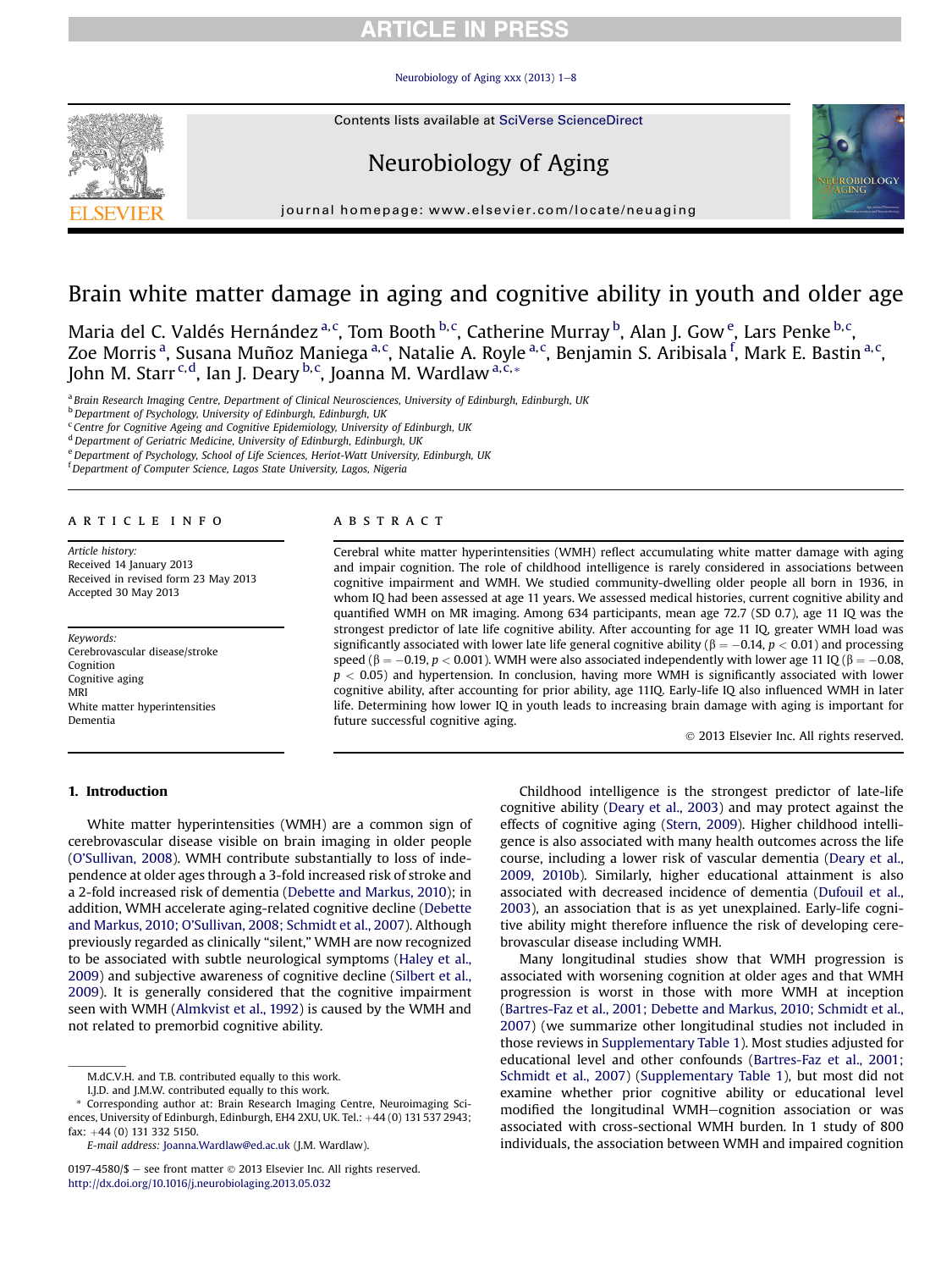# Brain white matter damage in aging and cognitive ability in youth and older age

Maria del C. Valdés Hernández[a,c], Tom Booth[b,c], Catherine Murray[b], Alan J. Gow[e], Lars Penke[b,c], Zoe Morris[a], Susana Muñoz Maniega[a,c], Natalie A. Royle[a,c], Benjamin S. Aribisala[f], Mark E. Bastin[a,c], John M. Starr[c,d], Ian J. Deary[b,c], Joanna M. Wardlaw[a,c,*]

[a] Brain Research Imaging Centre, Department of Clinical Neurosciences, University of Edinburgh, Edinburgh, UK
[b] Department of Psychology, University of Edinburgh, Edinburgh, UK
[c] Centre for Cognitive Ageing and Cognitive Epidemiology, University of Edinburgh, Edinburgh, UK
[d] Department of Geriatric Medicine, University of Edinburgh, Edinburgh, UK
[e] Department of Psychology, School of Life Sciences, Heriot-Watt University, Edinburgh, UK
[f] Department of Computer Science, Lagos State University, Lagos, Nigeria

## ARTICLE INFO

*Article history:*
Received 14 January 2013
Received in revised form 23 May 2013
Accepted 30 May 2013

*Keywords:*
Cerebrovascular disease/stroke
Cognition
Cognitive aging
MRI
White matter hyperintensities
Dementia

## ABSTRACT

Cerebral white matter hyperintensities (WMH) reflect accumulating white matter damage with aging and impair cognition. The role of childhood intelligence is rarely considered in associations between cognitive impairment and WMH. We studied community-dwelling older people all born in 1936, in whom IQ had been assessed at age 11 years. We assessed medical histories, current cognitive ability and quantified WMH on MR imaging. Among 634 participants, mean age 72.7 (SD 0.7), age 11 IQ was the strongest predictor of late life cognitive ability. After accounting for age 11 IQ, greater WMH load was significantly associated with lower late life general cognitive ability ($\beta = -0.14$, $p < 0.01$) and processing speed ($\beta = -0.19$, $p < 0.001$). WMH were also associated independently with lower age 11 IQ ($\beta = -0.08$, $p < 0.05$) and hypertension. In conclusion, having more WMH is significantly associated with lower cognitive ability, after accounting for prior ability, age 11IQ. Early-life IQ also influenced WMH in later life. Determining how lower IQ in youth leads to increasing brain damage with aging is important for future successful cognitive aging.

© 2013 Elsevier Inc. All rights reserved.

## 1. Introduction

White matter hyperintensities (WMH) are a common sign of cerebrovascular disease visible on brain imaging in older people (O'Sullivan, 2008). WMH contribute substantially to loss of independence at older ages through a 3-fold increased risk of stroke and a 2-fold increased risk of dementia (Debette and Markus, 2010); in addition, WMH accelerate aging-related cognitive decline (Debette and Markus, 2010; O'Sullivan, 2008; Schmidt et al., 2007). Although previously regarded as clinically "silent," WMH are now recognized to be associated with subtle neurological symptoms (Haley et al., 2009) and subjective awareness of cognitive decline (Silbert et al., 2009). It is generally considered that the cognitive impairment seen with WMH (Almkvist et al., 1992) is caused by the WMH and not related to premorbid cognitive ability.

Childhood intelligence is the strongest predictor of late-life cognitive ability (Deary et al., 2003) and may protect against the effects of cognitive aging (Stern, 2009). Higher childhood intelligence is also associated with many health outcomes across the life course, including a lower risk of vascular dementia (Deary et al., 2009, 2010b). Similarly, higher educational attainment is also associated with decreased incidence of dementia (Dufouil et al., 2003), an association that is as yet unexplained. Early-life cognitive ability might therefore influence the risk of developing cerebrovascular disease including WMH.

Many longitudinal studies show that WMH progression is associated with worsening cognition at older ages and that WMH progression is worst in those with more WMH at inception (Bartres-Faz et al., 2001; Debette and Markus, 2010; Schmidt et al., 2007) (we summarize other longitudinal studies not included in those reviews in Supplementary Table 1). Most studies adjusted for educational level and other confounds (Bartres-Faz et al., 2001; Schmidt et al., 2007) (Supplementary Table 1), but most did not examine whether prior cognitive ability or educational level modified the longitudinal WMH–cognition association or was associated with cross-sectional WMH burden. In 1 study of 800 individuals, the association between WMH and impaired cognition

---

M.dC.V.H. and T.B. contributed equally to this work.
I.J.D. and J.M.W. contributed equally to this work.
* Corresponding author at: Brain Research Imaging Centre, Neuroimaging Sciences, University of Edinburgh, Edinburgh, EH4 2XU, UK. Tel.: +44 (0) 131 537 2943; fax: +44 (0) 131 332 5150.
*E-mail address:* Joanna.Wardlaw@ed.ac.uk (J.M. Wardlaw).

0197-4580/$ – see front matter © 2013 Elsevier Inc. All rights reserved.
http://dx.doi.org/10.1016/j.neurobiolaging.2013.05.032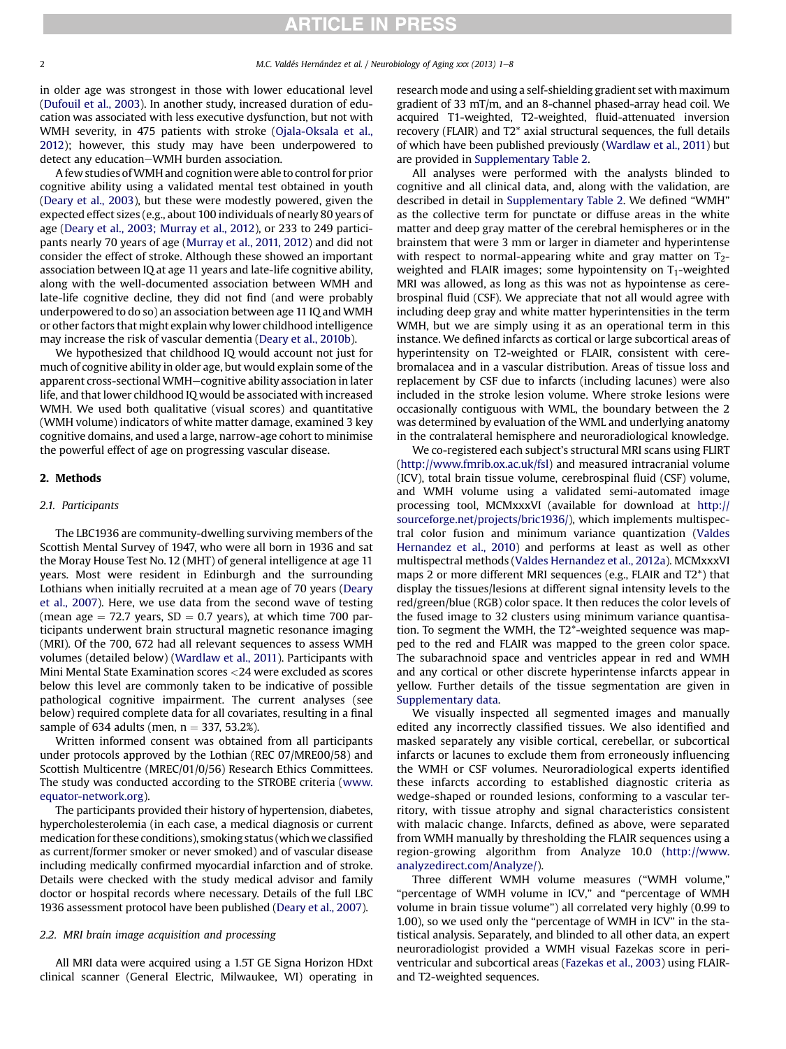in older age was strongest in those with lower educational level (Dufouil et al., 2003). In another study, increased duration of education was associated with less executive dysfunction, but not with WMH severity, in 475 patients with stroke (Ojala-Oksala et al., 2012); however, this study may have been underpowered to detect any education–WMH burden association.

A few studies of WMH and cognition were able to control for prior cognitive ability using a validated mental test obtained in youth (Deary et al., 2003), but these were modestly powered, given the expected effect sizes (e.g., about 100 individuals of nearly 80 years of age (Deary et al., 2003; Murray et al., 2012), or 233 to 249 participants nearly 70 years of age (Murray et al., 2011, 2012) and did not consider the effect of stroke. Although these showed an important association between IQ at age 11 years and late-life cognitive ability, along with the well-documented association between WMH and late-life cognitive decline, they did not find (and were probably underpowered to do so) an association between age 11 IQ and WMH or other factors that might explain why lower childhood intelligence may increase the risk of vascular dementia (Deary et al., 2010b).

We hypothesized that childhood IQ would account not just for much of cognitive ability in older age, but would explain some of the apparent cross-sectional WMH–cognitive ability association in later life, and that lower childhood IQ would be associated with increased WMH. We used both qualitative (visual scores) and quantitative (WMH volume) indicators of white matter damage, examined 3 key cognitive domains, and used a large, narrow-age cohort to minimise the powerful effect of age on progressing vascular disease.

## 2. Methods

### 2.1. Participants

The LBC1936 are community-dwelling surviving members of the Scottish Mental Survey of 1947, who were all born in 1936 and sat the Moray House Test No. 12 (MHT) of general intelligence at age 11 years. Most were resident in Edinburgh and the surrounding Lothians when initially recruited at a mean age of 70 years (Deary et al., 2007). Here, we use data from the second wave of testing (mean age = 72.7 years, SD = 0.7 years), at which time 700 participants underwent brain structural magnetic resonance imaging (MRI). Of the 700, 672 had all relevant sequences to assess WMH volumes (detailed below) (Wardlaw et al., 2011). Participants with Mini Mental State Examination scores <24 were excluded as scores below this level are commonly taken to be indicative of possible pathological cognitive impairment. The current analyses (see below) required complete data for all covariates, resulting in a final sample of 634 adults (men, n = 337, 53.2%).

Written informed consent was obtained from all participants under protocols approved by the Lothian (REC 07/MRE00/58) and Scottish Multicentre (MREC/01/0/56) Research Ethics Committees. The study was conducted according to the STROBE criteria (www.equator-network.org).

The participants provided their history of hypertension, diabetes, hypercholesterolemia (in each case, a medical diagnosis or current medication for these conditions), smoking status (which we classified as current/former smoker or never smoked) and of vascular disease including medically confirmed myocardial infarction and of stroke. Details were checked with the study medical advisor and family doctor or hospital records where necessary. Details of the full LBC 1936 assessment protocol have been published (Deary et al., 2007).

### 2.2. MRI brain image acquisition and processing

All MRI data were acquired using a 1.5T GE Signa Horizon HDxt clinical scanner (General Electric, Milwaukee, WI) operating in research mode and using a self-shielding gradient set with maximum gradient of 33 mT/m, and an 8-channel phased-array head coil. We acquired T1-weighted, T2-weighted, fluid-attenuated inversion recovery (FLAIR) and T2* axial structural sequences, the full details of which have been published previously (Wardlaw et al., 2011) but are provided in Supplementary Table 2.

All analyses were performed with the analysts blinded to cognitive and all clinical data, and, along with the validation, are described in detail in Supplementary Table 2. We defined "WMH" as the collective term for punctate or diffuse areas in the white matter and deep gray matter of the cerebral hemispheres or in the brainstem that were 3 mm or larger in diameter and hyperintense with respect to normal-appearing white and gray matter on $T_2$-weighted and FLAIR images; some hypointensity on $T_1$-weighted MRI was allowed, as long as this was not as hypointense as cerebrospinal fluid (CSF). We appreciate that not all would agree with including deep gray and white matter hyperintensities in the term WMH, but we are simply using it as an operational term in this instance. We defined infarcts as cortical or large subcortical areas of hyperintensity on T2-weighted or FLAIR, consistent with cerebromalacea and in a vascular distribution. Areas of tissue loss and replacement by CSF due to infarcts (including lacunes) were also included in the stroke lesion volume. Where stroke lesions were occasionally contiguous with WML, the boundary between the 2 was determined by evaluation of the WML and underlying anatomy in the contralateral hemisphere and neuroradiological knowledge.

We co-registered each subject's structural MRI scans using FLIRT (http://www.fmrib.ox.ac.uk/fsl) and measured intracranial volume (ICV), total brain tissue volume, cerebrospinal fluid (CSF) volume, and WMH volume using a validated semi-automated image processing tool, MCMxxxVI (available for download at http://sourceforge.net/projects/bric1936/), which implements multispectral color fusion and minimum variance quantization (Valdes Hernandez et al., 2010) and performs at least as well as other multispectral methods (Valdes Hernandez et al., 2012a). MCMxxxVI maps 2 or more different MRI sequences (e.g., FLAIR and T2*) that display the tissues/lesions at different signal intensity levels to the red/green/blue (RGB) color space. It then reduces the color levels of the fused image to 32 clusters using minimum variance quantisation. To segment the WMH, the T2*-weighted sequence was mapped to the red and FLAIR was mapped to the green color space. The subarachnoid space and ventricles appear in red and WMH and any cortical or other discrete hyperintense infarcts appear in yellow. Further details of the tissue segmentation are given in Supplementary data.

We visually inspected all segmented images and manually edited any incorrectly classified tissues. We also identified and masked separately any visible cortical, cerebellar, or subcortical infarcts or lacunes to exclude them from erroneously influencing the WMH or CSF volumes. Neuroradiological experts identified these infarcts according to established diagnostic criteria as wedge-shaped or rounded lesions, conforming to a vascular territory, with tissue atrophy and signal characteristics consistent with malacic change. Infarcts, defined as above, were separated from WMH manually by thresholding the FLAIR sequences using a region-growing algorithm from Analyze 10.0 (http://www.analyzedirect.com/Analyze/).

Three different WMH volume measures ("WMH volume," "percentage of WMH volume in ICV," and "percentage of WMH volume in brain tissue volume") all correlated very highly (0.99 to 1.00), so we used only the "percentage of WMH in ICV" in the statistical analysis. Separately, and blinded to all other data, an expert neuroradiologist provided a WMH visual Fazekas score in periventricular and subcortical areas (Fazekas et al., 2003) using FLAIR- and T2-weighted sequences.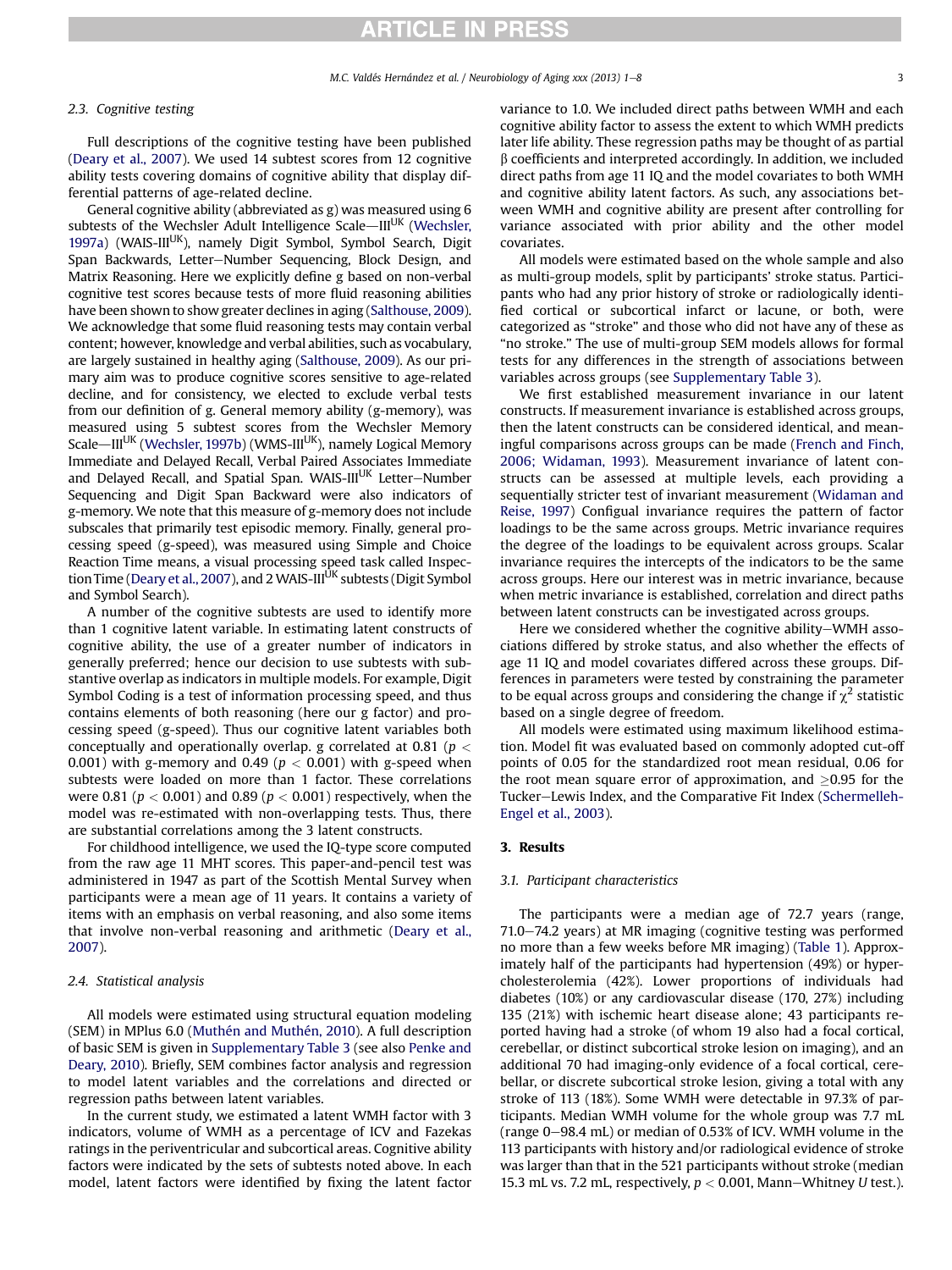### 2.3. Cognitive testing

Full descriptions of the cognitive testing have been published (Deary et al., 2007). We used 14 subtest scores from 12 cognitive ability tests covering domains of cognitive ability that display differential patterns of age-related decline.

General cognitive ability (abbreviated as g) was measured using 6 subtests of the Wechsler Adult Intelligence Scale—III[UK] (Wechsler, 1997a) (WAIS-III[UK]), namely Digit Symbol, Symbol Search, Digit Span Backwards, Letter–Number Sequencing, Block Design, and Matrix Reasoning. Here we explicitly define g based on non-verbal cognitive test scores because tests of more fluid reasoning abilities have been shown to show greater declines in aging (Salthouse, 2009). We acknowledge that some fluid reasoning tests may contain verbal content; however, knowledge and verbal abilities, such as vocabulary, are largely sustained in healthy aging (Salthouse, 2009). As our primary aim was to produce cognitive scores sensitive to age-related decline, and for consistency, we elected to exclude verbal tests from our definition of g. General memory ability (g-memory), was measured using 5 subtest scores from the Wechsler Memory Scale—III[UK] (Wechsler, 1997b) (WMS-III[UK]), namely Logical Memory Immediate and Delayed Recall, Verbal Paired Associates Immediate and Delayed Recall, and Spatial Span. WAIS-III[UK] Letter–Number Sequencing and Digit Span Backward were also indicators of g-memory. We note that this measure of g-memory does not include subscales that primarily test episodic memory. Finally, general processing speed (g-speed), was measured using Simple and Choice Reaction Time means, a visual processing speed task called Inspection Time (Deary et al., 2007), and 2 WAIS-III[UK] subtests (Digit Symbol and Symbol Search).

A number of the cognitive subtests are used to identify more than 1 cognitive latent variable. In estimating latent constructs of cognitive ability, the use of a greater number of indicators in generally preferred; hence our decision to use subtests with substantive overlap as indicators in multiple models. For example, Digit Symbol Coding is a test of information processing speed, and thus contains elements of both reasoning (here our g factor) and processing speed (g-speed). Thus our cognitive latent variables both conceptually and operationally overlap. g correlated at 0.81 ($p < 0.001$) with g-memory and 0.49 ($p < 0.001$) with g-speed when subtests were loaded on more than 1 factor. These correlations were 0.81 ($p < 0.001$) and 0.89 ($p < 0.001$) respectively, when the model was re-estimated with non-overlapping tests. Thus, there are substantial correlations among the 3 latent constructs.

For childhood intelligence, we used the IQ-type score computed from the raw age 11 MHT scores. This paper-and-pencil test was administered in 1947 as part of the Scottish Mental Survey when participants were a mean age of 11 years. It contains a variety of items with an emphasis on verbal reasoning, and also some items that involve non-verbal reasoning and arithmetic (Deary et al., 2007).

### 2.4. Statistical analysis

All models were estimated using structural equation modeling (SEM) in MPlus 6.0 (Muthén and Muthén, 2010). A full description of basic SEM is given in Supplementary Table 3 (see also Penke and Deary, 2010). Briefly, SEM combines factor analysis and regression to model latent variables and the correlations and directed or regression paths between latent variables.

In the current study, we estimated a latent WMH factor with 3 indicators, volume of WMH as a percentage of ICV and Fazekas ratings in the periventricular and subcortical areas. Cognitive ability factors were indicated by the sets of subtests noted above. In each model, latent factors were identified by fixing the latent factor variance to 1.0. We included direct paths between WMH and each cognitive ability factor to assess the extent to which WMH predicts later life ability. These regression paths may be thought of as partial β coefficients and interpreted accordingly. In addition, we included direct paths from age 11 IQ and the model covariates to both WMH and cognitive ability latent factors. As such, any associations between WMH and cognitive ability are present after controlling for variance associated with prior ability and the other model covariates.

All models were estimated based on the whole sample and also as multi-group models, split by participants' stroke status. Participants who had any prior history of stroke or radiologically identified cortical or subcortical infarct or lacune, or both, were categorized as "stroke" and those who did not have any of these as "no stroke." The use of multi-group SEM models allows for formal tests for any differences in the strength of associations between variables across groups (see Supplementary Table 3).

We first established measurement invariance in our latent constructs. If measurement invariance is established across groups, then the latent constructs can be considered identical, and meaningful comparisons across groups can be made (French and Finch, 2006; Widaman, 1993). Measurement invariance of latent constructs can be assessed at multiple levels, each providing a sequentially stricter test of invariant measurement (Widaman and Reise, 1997) Configual invariance requires the pattern of factor loadings to be the same across groups. Metric invariance requires the degree of the loadings to be equivalent across groups. Scalar invariance requires the intercepts of the indicators to be the same across groups. Here our interest was in metric invariance, because when metric invariance is established, correlation and direct paths between latent constructs can be investigated across groups.

Here we considered whether the cognitive ability–WMH associations differed by stroke status, and also whether the effects of age 11 IQ and model covariates differed across these groups. Differences in parameters were tested by constraining the parameter to be equal across groups and considering the change if $\chi^2$ statistic based on a single degree of freedom.

All models were estimated using maximum likelihood estimation. Model fit was evaluated based on commonly adopted cut-off points of 0.05 for the standardized root mean residual, 0.06 for the root mean square error of approximation, and $\geq$0.95 for the Tucker–Lewis Index, and the Comparative Fit Index (Schermelleh-Engel et al., 2003).

## 3. Results

### 3.1. Participant characteristics

The participants were a median age of 72.7 years (range, 71.0–74.2 years) at MR imaging (cognitive testing was performed no more than a few weeks before MR imaging) (Table 1). Approximately half of the participants had hypertension (49%) or hypercholesterolemia (42%). Lower proportions of individuals had diabetes (10%) or any cardiovascular disease (170, 27%) including 135 (21%) with ischemic heart disease alone; 43 participants reported having had a stroke (of whom 19 also had a focal cortical, cerebellar, or distinct subcortical stroke lesion on imaging), and an additional 70 had imaging-only evidence of a focal cortical, cerebellar, or discrete subcortical stroke lesion, giving a total with any stroke of 113 (18%). Some WMH were detectable in 97.3% of participants. Median WMH volume for the whole group was 7.7 mL (range 0–98.4 mL) or median of 0.53% of ICV. WMH volume in the 113 participants with history and/or radiological evidence of stroke was larger than that in the 521 participants without stroke (median 15.3 mL vs. 7.2 mL, respectively, $p < 0.001$, Mann–Whitney *U* test.).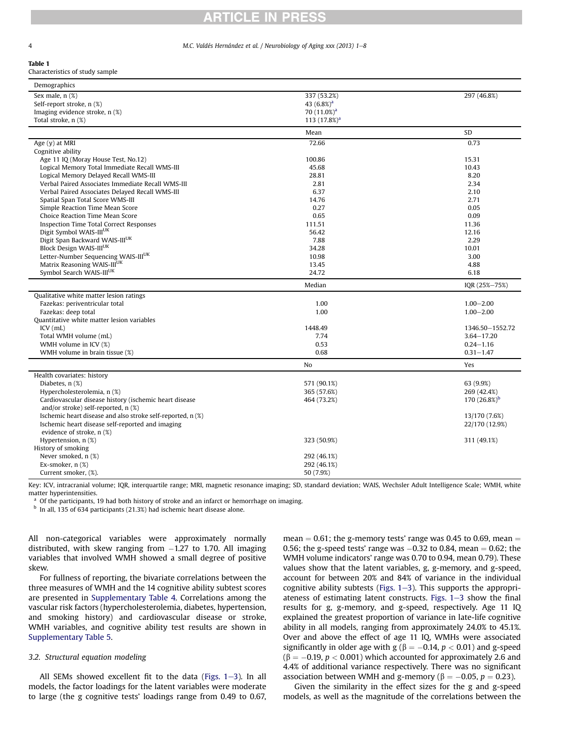**Table 1**
Characteristics of study sample

| Demographics | | |
|---|---|---|
| Sex male, n (%) | 337 (53.2%) | 297 (46.8%) |
| Self-report stroke, n (%) | 43 (6.8%)[a] | |
| Imaging evidence stroke, n (%) | 70 (11.0%)[a] | |
| Total stroke, n (%) | 113 (17.8%)[a] | |
| | **Mean** | **SD** |
| Age (y) at MRI | 72.66 | 0.73 |
| Cognitive ability | | |
| Age 11 IQ (Moray House Test, No.12) | 100.86 | 15.31 |
| Logical Memory Total Immediate Recall WMS-III | 45.68 | 10.43 |
| Logical Memory Delayed Recall WMS-III | 28.81 | 8.20 |
| Verbal Paired Associates Immediate Recall WMS-III | 2.81 | 2.34 |
| Verbal Paired Associates Delayed Recall WMS-III | 6.37 | 2.10 |
| Spatial Span Total Score WMS-III | 14.76 | 2.71 |
| Simple Reaction Time Mean Score | 0.27 | 0.05 |
| Choice Reaction Time Mean Score | 0.65 | 0.09 |
| Inspection Time Total Correct Responses | 111.51 | 11.36 |
| Digit Symbol WAIS-III[UK] | 56.42 | 12.16 |
| Digit Span Backward WAIS-III[UK] | 7.88 | 2.29 |
| Block Design WAIS-III[UK] | 34.28 | 10.01 |
| Letter-Number Sequencing WAIS-III[UK] | 10.98 | 3.00 |
| Matrix Reasoning WAIS-III[UK] | 13.45 | 4.88 |
| Symbol Search WAIS-III[UK] | 24.72 | 6.18 |
| | **Median** | **IQR (25%–75%)** |
| Qualitative white matter lesion ratings | | |
| Fazekas: periventricular total | 1.00 | 1.00–2.00 |
| Fazekas: deep total | 1.00 | 1.00–2.00 |
| Quantitative white matter lesion variables | | |
| ICV (mL) | 1448.49 | 1346.50–1552.72 |
| Total WMH volume (mL) | 7.74 | 3.64–17.20 |
| WMH volume in ICV (%) | 0.53 | 0.24–1.16 |
| WMH volume in brain tissue (%) | 0.68 | 0.31–1.47 |
| | **No** | **Yes** |
| Health covariates: history | | |
| Diabetes, n (%) | 571 (90.1%) | 63 (9.9%) |
| Hypercholesterolemia, n (%) | 365 (57.6%) | 269 (42.4%) |
| Cardiovascular disease history (ischemic heart disease and/or stroke) self-reported, n (%) | 464 (73.2%) | 170 (26.8%)[b] |
| Ischemic heart disease and also stroke self-reported, n (%) | | 13/170 (7.6%) |
| Ischemic heart disease self-reported and imaging evidence of stroke, n (%) | | 22/170 (12.9%) |
| Hypertension, n (%) | 323 (50.9%) | 311 (49.1%) |
| History of smoking | | |
| Never smoked, n (%) | 292 (46.1%) | |
| Ex-smoker, n (%) | 292 (46.1%) | |
| Current smoker, (%). | 50 (7.9%) | |

Key: ICV, intracranial volume; IQR, interquartile range; MRI, magnetic resonance imaging; SD, standard deviation; WAIS, Wechsler Adult Intelligence Scale; WMH, white matter hyperintensities.
[a] Of the participants, 19 had both history of stroke and an infarct or hemorrhage on imaging.
[b] In all, 135 of 634 participants (21.3%) had ischemic heart disease alone.

All non-categorical variables were approximately normally distributed, with skew ranging from −1.27 to 1.70. All imaging variables that involved WMH showed a small degree of positive skew.

For fullness of reporting, the bivariate correlations between the three measures of WMH and the 14 cognitive ability subtest scores are presented in Supplementary Table 4. Correlations among the vascular risk factors (hypercholesterolemia, diabetes, hypertension, and smoking history) and cardiovascular disease or stroke, WMH variables, and cognitive ability test results are shown in Supplementary Table 5.

### 3.2. Structural equation modeling

All SEMs showed excellent fit to the data (Figs. 1–3). In all models, the factor loadings for the latent variables were moderate to large (the g cognitive tests' loadings range from 0.49 to 0.67, mean = 0.61; the g-memory tests' range was 0.45 to 0.69, mean = 0.56; the g-speed tests' range was −0.32 to 0.84, mean = 0.62; the WMH volume indicators' range was 0.70 to 0.94, mean 0.79). These values show that the latent variables, g, g-memory, and g-speed, account for between 20% and 84% of variance in the individual cognitive ability subtests (Figs. 1–3). This supports the appropriateness of estimating latent constructs. Figs. 1–3 show the final results for g, g-memory, and g-speed, respectively. Age 11 IQ explained the greatest proportion of variance in late-life cognitive ability in all models, ranging from approximately 24.0% to 45.1%. Over and above the effect of age 11 IQ, WMHs were associated significantly in older age with g ($\beta = -0.14$, $p < 0.01$) and g-speed ($\beta = -0.19$, $p < 0.001$) which accounted for approximately 2.6 and 4.4% of additional variance respectively. There was no significant association between WMH and g-memory ($\beta = -0.05$, $p = 0.23$).

Given the similarity in the effect sizes for the g and g-speed models, as well as the magnitude of the correlations between the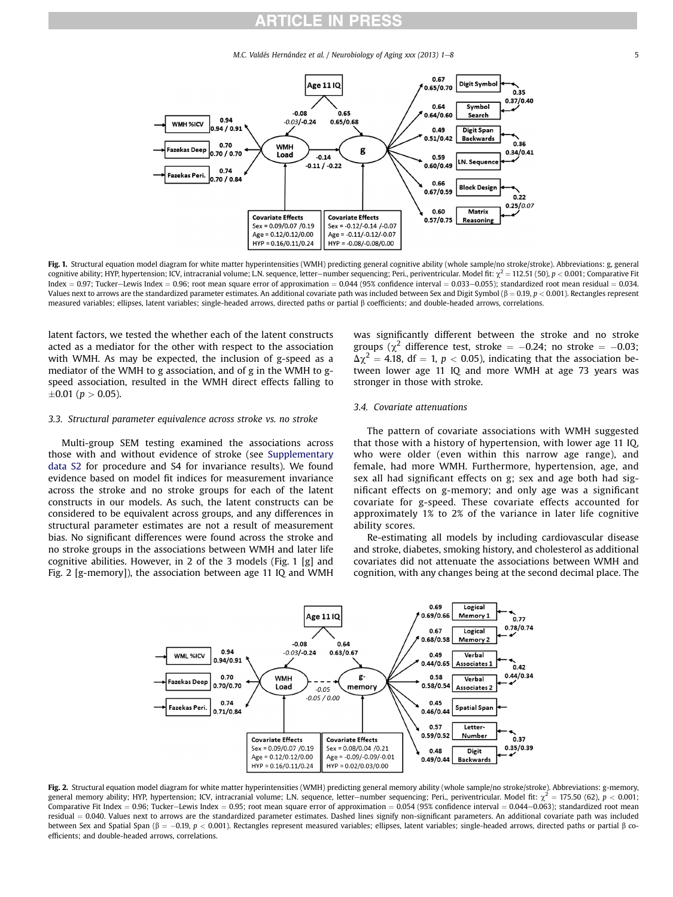Fig. 1. Structural equation model diagram for white matter hyperintensities (WMH) predicting general cognitive ability (whole sample/no stroke/stroke). Abbreviations: g, general cognitive ability; HYP, hypertension; ICV, intracranial volume; L.N. sequence, letter–number sequencing; Peri., periventricular. Model fit: $\chi^2 = 112.51$ (50), $p < 0.001$; Comparative Fit Index = 0.97; Tucker–Lewis Index = 0.96; root mean square error of approximation = 0.044 (95% confidence interval = 0.033–0.055); standardized root mean residual = 0.034. Values next to arrows are the standardized parameter estimates. An additional covariate path was included between Sex and Digit Symbol ($\beta = 0.19$, $p < 0.001$). Rectangles represent measured variables; ellipses, latent variables; single-headed arrows, directed paths or partial β coefficients; and double-headed arrows, correlations.

latent factors, we tested the whether each of the latent constructs acted as a mediator for the other with respect to the association with WMH. As may be expected, the inclusion of g-speed as a mediator of the WMH to g association, and of g in the WMH to g-speed association, resulted in the WMH direct effects falling to ±0.01 ($p > 0.05$).

### 3.3. Structural parameter equivalence across stroke vs. no stroke

Multi-group SEM testing examined the associations across those with and without evidence of stroke (see Supplementary data S2 for procedure and S4 for invariance results). We found evidence based on model fit indices for measurement invariance across the stroke and no stroke groups for each of the latent constructs in our models. As such, the latent constructs can be considered to be equivalent across groups, and any differences in structural parameter estimates are not a result of measurement bias. No significant differences were found across the stroke and no stroke groups in the associations between WMH and later life cognitive abilities. However, in 2 of the 3 models (Fig. 1 [g] and Fig. 2 [g-memory]), the association between age 11 IQ and WMH was significantly different between the stroke and no stroke groups ($\chi^2$ difference test, stroke = −0.24; no stroke = −0.03; $\Delta\chi^2 = 4.18$, df = 1, $p < 0.05$), indicating that the association between lower age 11 IQ and more WMH at age 73 years was stronger in those with stroke.

### 3.4. Covariate attenuations

The pattern of covariate associations with WMH suggested that those with a history of hypertension, with lower age 11 IQ, who were older (even within this narrow age range), and female, had more WMH. Furthermore, hypertension, age, and sex all had significant effects on g; sex and age both had significant effects on g-memory; and only age was a significant covariate for g-speed. These covariate effects accounted for approximately 1% to 2% of the variance in later life cognitive ability scores.

Re-estimating all models by including cardiovascular disease and stroke, diabetes, smoking history, and cholesterol as additional covariates did not attenuate the associations between WMH and cognition, with any changes being at the second decimal place. The

Fig. 2. Structural equation model diagram for white matter hyperintensities (WMH) predicting general memory ability (whole sample/no stroke/stroke). Abbreviations: g-memory, general memory ability; HYP, hypertension; ICV, intracranial volume; L.N. sequence, letter–number sequencing; Peri., periventricular. Model fit: $\chi^2 = 175.50$ (62), $p < 0.001$; Comparative Fit Index = 0.96; Tucker–Lewis Index = 0.95; root mean square error of approximation = 0.054 (95% confidence interval = 0.044–0.063); standardized root mean residual = 0.040. Values next to arrows are the standardized parameter estimates. Dashed lines signify non-significant parameters. An additional covariate path was included between Sex and Spatial Span ($\beta = -0.19$, $p < 0.001$). Rectangles represent measured variables; ellipses, latent variables; single-headed arrows, directed paths or partial β coefficients; and double-headed arrows, correlations.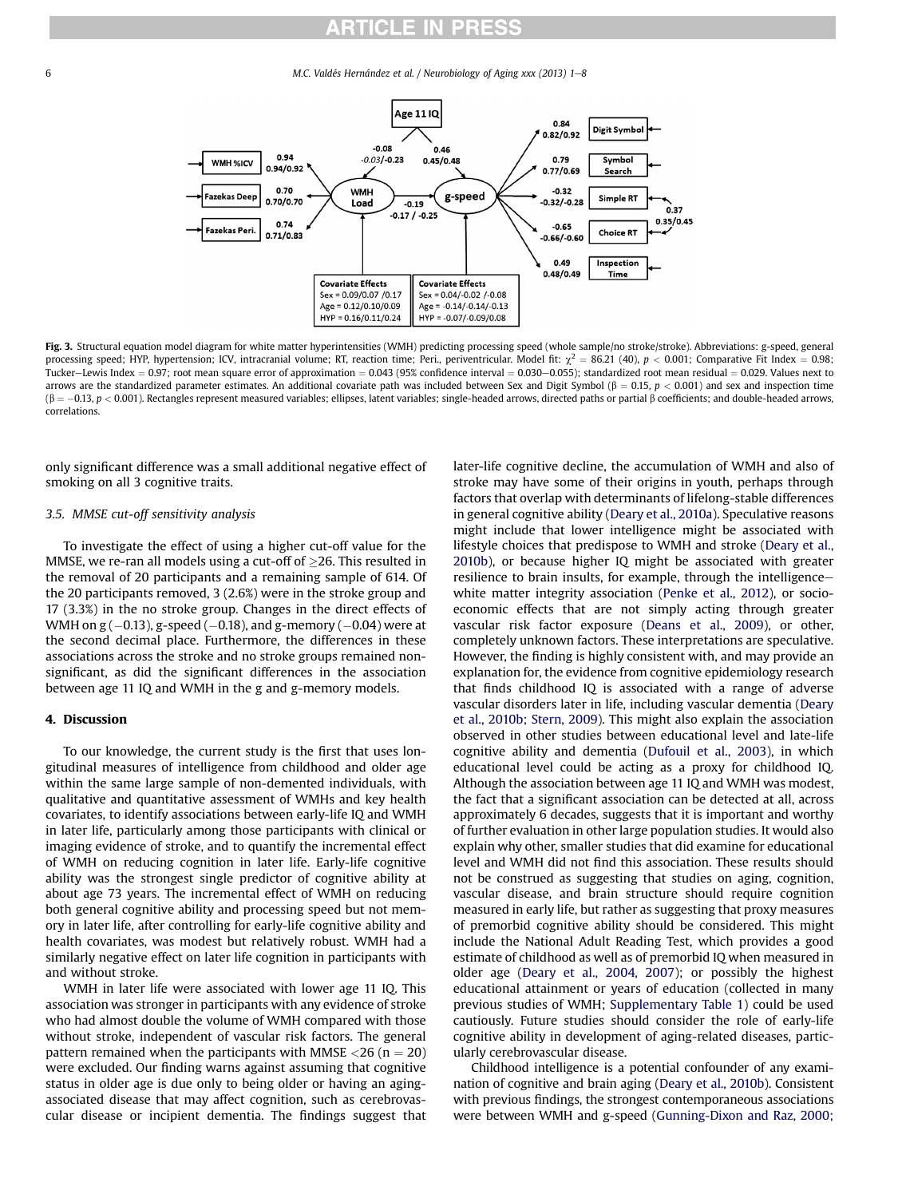**Fig. 3.** Structural equation model diagram for white matter hyperintensities (WMH) predicting processing speed (whole sample/no stroke/stroke). Abbreviations: g-speed, general processing speed; HYP, hypertension; ICV, intracranial volume; RT, reaction time; Peri., periventricular. Model fit: $\chi^2 = 86.21$ (40), $p < 0.001$; Comparative Fit Index = 0.98; Tucker–Lewis Index = 0.97; root mean square error of approximation = 0.043 (95% confidence interval = 0.030–0.055); standardized root mean residual = 0.029. Values next to arrows are the standardized parameter estimates. An additional covariate path was included between Sex and Digit Symbol ($\beta = 0.15$, $p < 0.001$) and sex and inspection time ($\beta = -0.13$, $p < 0.001$). Rectangles represent measured variables; ellipses, latent variables; single-headed arrows, directed paths or partial β coefficients; and double-headed arrows, correlations.

only significant difference was a small additional negative effect of smoking on all 3 cognitive traits.

### 3.5. MMSE cut-off sensitivity analysis

To investigate the effect of using a higher cut-off value for the MMSE, we re-ran all models using a cut-off of ≥26. This resulted in the removal of 20 participants and a remaining sample of 614. Of the 20 participants removed, 3 (2.6%) were in the stroke group and 17 (3.3%) in the no stroke group. Changes in the direct effects of WMH on g (−0.13), g-speed (−0.18), and g-memory (−0.04) were at the second decimal place. Furthermore, the differences in these associations across the stroke and no stroke groups remained nonsignificant, as did the significant differences in the association between age 11 IQ and WMH in the g and g-memory models.

## 4. Discussion

To our knowledge, the current study is the first that uses longitudinal measures of intelligence from childhood and older age within the same large sample of non-demented individuals, with qualitative and quantitative assessment of WMHs and key health covariates, to identify associations between early-life IQ and WMH in later life, particularly among those participants with clinical or imaging evidence of stroke, and to quantify the incremental effect of WMH on reducing cognition in later life. Early-life cognitive ability was the strongest single predictor of cognitive ability at about age 73 years. The incremental effect of WMH on reducing both general cognitive ability and processing speed but not memory in later life, after controlling for early-life cognitive ability and health covariates, was modest but relatively robust. WMH had a similarly negative effect on later life cognition in participants with and without stroke.

WMH in later life were associated with lower age 11 IQ. This association was stronger in participants with any evidence of stroke who had almost double the volume of WMH compared with those without stroke, independent of vascular risk factors. The general pattern remained when the participants with MMSE <26 (n = 20) were excluded. Our finding warns against assuming that cognitive status in older age is due only to being older or having an aging-associated disease that may affect cognition, such as cerebrovascular disease or incipient dementia. The findings suggest that later-life cognitive decline, the accumulation of WMH and also of stroke may have some of their origins in youth, perhaps through factors that overlap with determinants of lifelong-stable differences in general cognitive ability (Deary et al., 2010a). Speculative reasons might include that lower intelligence might be associated with lifestyle choices that predispose to WMH and stroke (Deary et al., 2010b), or because higher IQ might be associated with greater resilience to brain insults, for example, through the intelligence–white matter integrity association (Penke et al., 2012), or socioeconomic effects that are not simply acting through greater vascular risk factor exposure (Deans et al., 2009), or other, completely unknown factors. These interpretations are speculative. However, the finding is highly consistent with, and may provide an explanation for, the evidence from cognitive epidemiology research that finds childhood IQ is associated with a range of adverse vascular disorders later in life, including vascular dementia (Deary et al., 2010b; Stern, 2009). This might also explain the association observed in other studies between educational level and late-life cognitive ability and dementia (Dufouil et al., 2003), in which educational level could be acting as a proxy for childhood IQ. Although the association between age 11 IQ and WMH was modest, the fact that a significant association can be detected at all, across approximately 6 decades, suggests that it is important and worthy of further evaluation in other large population studies. It would also explain why other, smaller studies that did examine for educational level and WMH did not find this association. These results should not be construed as suggesting that studies on aging, cognition, vascular disease, and brain structure should require cognition measured in early life, but rather as suggesting that proxy measures of premorbid cognitive ability should be considered. This might include the National Adult Reading Test, which provides a good estimate of childhood as well as of premorbid IQ when measured in older age (Deary et al., 2004, 2007); or possibly the highest educational attainment or years of education (collected in many previous studies of WMH; Supplementary Table 1) could be used cautiously. Future studies should consider the role of early-life cognitive ability in development of aging-related diseases, particularly cerebrovascular disease.

Childhood intelligence is a potential confounder of any examination of cognitive and brain aging (Deary et al., 2010b). Consistent with previous findings, the strongest contemporaneous associations were between WMH and g-speed (Gunning-Dixon and Raz, 2000;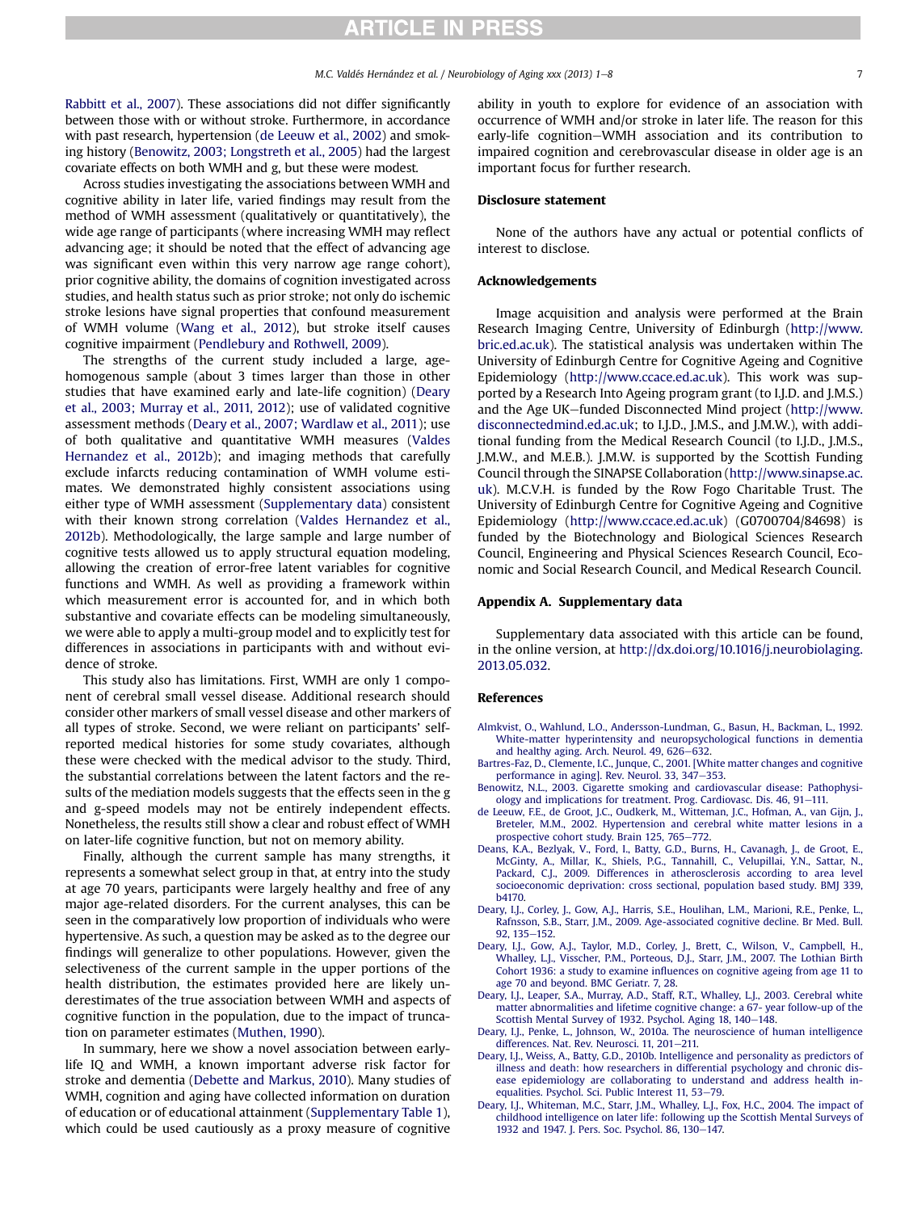Rabbitt et al., 2007). These associations did not differ significantly between those with or without stroke. Furthermore, in accordance with past research, hypertension (de Leeuw et al., 2002) and smoking history (Benowitz, 2003; Longstreth et al., 2005) had the largest covariate effects on both WMH and g, but these were modest.

Across studies investigating the associations between WMH and cognitive ability in later life, varied findings may result from the method of WMH assessment (qualitatively or quantitatively), the wide age range of participants (where increasing WMH may reflect advancing age; it should be noted that the effect of advancing age was significant even within this very narrow age range cohort), prior cognitive ability, the domains of cognition investigated across studies, and health status such as prior stroke; not only do ischemic stroke lesions have signal properties that confound measurement of WMH volume (Wang et al., 2012), but stroke itself causes cognitive impairment (Pendlebury and Rothwell, 2009).

The strengths of the current study included a large, age-homogenous sample (about 3 times larger than those in other studies that have examined early and late-life cognition) (Deary et al., 2003; Murray et al., 2011, 2012); use of validated cognitive assessment methods (Deary et al., 2007; Wardlaw et al., 2011); use of both qualitative and quantitative WMH measures (Valdes Hernandez et al., 2012b); and imaging methods that carefully exclude infarcts reducing contamination of WMH volume estimates. We demonstrated highly consistent associations using either type of WMH assessment (Supplementary data) consistent with their known strong correlation (Valdes Hernandez et al., 2012b). Methodologically, the large sample and large number of cognitive tests allowed us to apply structural equation modeling, allowing the creation of error-free latent variables for cognitive functions and WMH. As well as providing a framework within which measurement error is accounted for, and in which both substantive and covariate effects can be modeling simultaneously, we were able to apply a multi-group model and to explicitly test for differences in associations in participants with and without evidence of stroke.

This study also has limitations. First, WMH are only 1 component of cerebral small vessel disease. Additional research should consider other markers of small vessel disease and other markers of all types of stroke. Second, we were reliant on participants' self-reported medical histories for some study covariates, although these were checked with the medical advisor to the study. Third, the substantial correlations between the latent factors and the results of the mediation models suggests that the effects seen in the g and g-speed models may not be entirely independent effects. Nonetheless, the results still show a clear and robust effect of WMH on later-life cognitive function, but not on memory ability.

Finally, although the current sample has many strengths, it represents a somewhat select group in that, at entry into the study at age 70 years, participants were largely healthy and free of any major age-related disorders. For the current analyses, this can be seen in the comparatively low proportion of individuals who were hypertensive. As such, a question may be asked as to the degree our findings will generalize to other populations. However, given the selectiveness of the current sample in the upper portions of the health distribution, the estimates provided here are likely underestimates of the true association between WMH and aspects of cognitive function in the population, due to the impact of truncation on parameter estimates (Muthen, 1990).

In summary, here we show a novel association between early-life IQ and WMH, a known important adverse risk factor for stroke and dementia (Debette and Markus, 2010). Many studies of WMH, cognition and aging have collected information on duration of education or of educational attainment (Supplementary Table 1), which could be used cautiously as a proxy measure of cognitive ability in youth to explore for evidence of an association with occurrence of WMH and/or stroke in later life. The reason for this early-life cognition—WMH association and its contribution to impaired cognition and cerebrovascular disease in older age is an important focus for further research.

## Disclosure statement

None of the authors have any actual or potential conflicts of interest to disclose.

## Acknowledgements

Image acquisition and analysis were performed at the Brain Research Imaging Centre, University of Edinburgh (http://www.bric.ed.ac.uk). The statistical analysis was undertaken within The University of Edinburgh Centre for Cognitive Ageing and Cognitive Epidemiology (http://www.ccace.ed.ac.uk). This work was supported by a Research Into Ageing program grant (to I.J.D. and J.M.S.) and the Age UK—funded Disconnected Mind project (http://www.disconnectedmind.ed.ac.uk; to I.J.D., J.M.S., and J.M.W.), with additional funding from the Medical Research Council (to I.J.D., J.M.S., J.M.W., and M.E.B.). J.M.W. is supported by the Scottish Funding Council through the SINAPSE Collaboration (http://www.sinapse.ac.uk). M.C.V.H. is funded by the Row Fogo Charitable Trust. The University of Edinburgh Centre for Cognitive Ageing and Cognitive Epidemiology (http://www.ccace.ed.ac.uk) (G0700704/84698) is funded by the Biotechnology and Biological Sciences Research Council, Engineering and Physical Sciences Research Council, Economic and Social Research Council, and Medical Research Council.

## Appendix A. Supplementary data

Supplementary data associated with this article can be found, in the online version, at http://dx.doi.org/10.1016/j.neurobiolaging.2013.05.032.

## References

Almkvist, O., Wahlund, L.O., Andersson-Lundman, G., Basun, H., Backman, L., 1992. White-matter hyperintensity and neuropsychological functions in dementia and healthy aging. Arch. Neurol. 49, 626–632.

Bartres-Faz, D., Clemente, I.C., Junque, C., 2001. [White matter changes and cognitive performance in aging]. Rev. Neurol. 33, 347–353.

Benowitz, N.L., 2003. Cigarette smoking and cardiovascular disease: Pathophysiology and implications for treatment. Prog. Cardiovasc. Dis. 46, 91–111.

de Leeuw, F.E., de Groot, J.C., Oudkerk, M., Witteman, J.C., Hofman, A., van Gijn, J., Breteler, M.M., 2002. Hypertension and cerebral white matter lesions in a prospective cohort study. Brain 125, 765–772.

Deans, K.A., Bezlyak, V., Ford, I., Batty, G.D., Burns, H., Cavanagh, J., de Groot, E., McGinty, A., Millar, K., Shiels, P.G., Tannahill, C., Velupillai, Y.N., Sattar, N., Packard, C.J., 2009. Differences in atherosclerosis according to area level socioeconomic deprivation: cross sectional, population based study. BMJ 339, b4170.

Deary, I.J., Corley, J., Gow, A.J., Harris, S.E., Houlihan, L.M., Marioni, R.E., Penke, L., Rafnsson, S.B., Starr, J.M., 2009. Age-associated cognitive decline. Br Med. Bull. 92, 135–152.

Deary, I.J., Gow, A.J., Taylor, M.D., Corley, J., Brett, C., Wilson, V., Campbell, H., Whalley, L.J., Visscher, P.M., Porteous, D.J., Starr, J.M., 2007. The Lothian Birth Cohort 1936: a study to examine influences on cognitive ageing from age 11 to age 70 and beyond. BMC Geriatr. 7, 28.

Deary, I.J., Leaper, S.A., Murray, A.D., Staff, R.T., Whalley, L.J., 2003. Cerebral white matter abnormalities and lifetime cognitive change: a 67- year follow-up of the Scottish Mental Survey of 1932. Psychol. Aging 18, 140–148.

Deary, I.J., Penke, L., Johnson, W., 2010a. The neuroscience of human intelligence differences. Nat. Rev. Neurosci. 11, 201–211.

Deary, I.J., Weiss, A., Batty, G.D., 2010b. Intelligence and personality as predictors of illness and death: how researchers in differential psychology and chronic disease epidemiology are collaborating to understand and address health inequalities. Psychol. Sci. Public Interest 11, 53–79.

Deary, I.J., Whiteman, M.C., Starr, J.M., Whalley, L.J., Fox, H.C., 2004. The impact of childhood intelligence on later life: following up the Scottish Mental Surveys of 1932 and 1947. J. Pers. Soc. Psychol. 86, 130–147.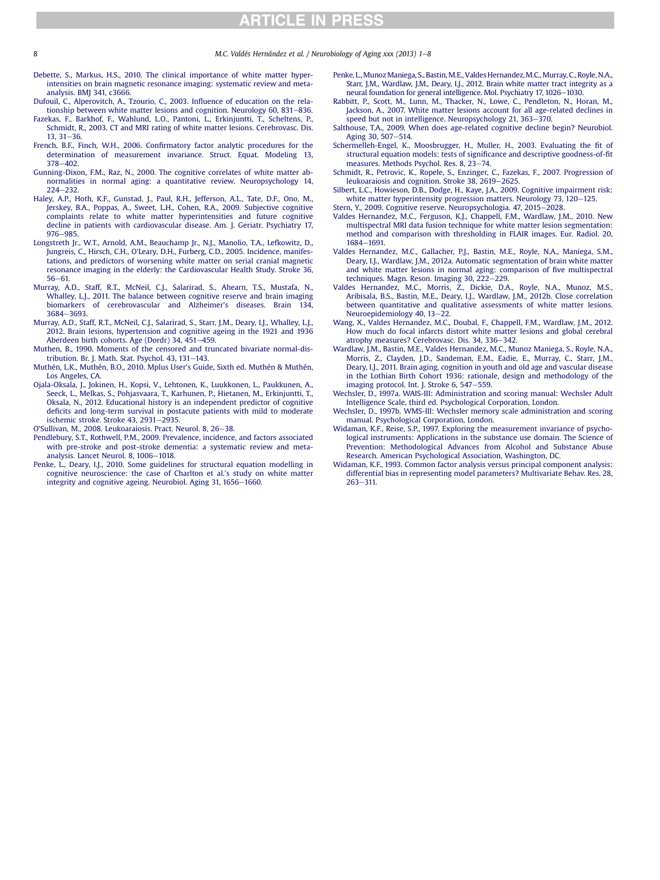Debette, S., Markus, H.S., 2010. The clinical importance of white matter hyperintensities on brain magnetic resonance imaging: systematic review and meta-analysis. BMJ 341, c3666.

Dufouil, C., Alperovitch, A., Tzourio, C., 2003. Influence of education on the relationship between white matter lesions and cognition. Neurology 60, 831–836.

Fazekas, F., Barkhof, F., Wahlund, L.O., Pantoni, L., Erkinjuntti, T., Scheltens, P., Schmidt, R., 2003. CT and MRI rating of white matter lesions. Cerebrovasc. Dis. 13, 31–36.

French, B.F., Finch, W.H., 2006. Confirmatory factor analytic procedures for the determination of measurement invariance. Struct. Equat. Modeling 13, 378–402.

Gunning-Dixon, F.M., Raz, N., 2000. The cognitive correlates of white matter abnormalities in normal aging: a quantitative review. Neuropsychology 14, 224–232.

Haley, A.P., Hoth, K.F., Gunstad, J., Paul, R.H., Jefferson, A.L., Tate, D.F., Ono, M., Jerskey, B.A., Poppas, A., Sweet, L.H., Cohen, R.A., 2009. Subjective cognitive complaints relate to white matter hyperintensities and future cognitive decline in patients with cardiovascular disease. Am. J. Geriatr. Psychiatry 17, 976–985.

Longstreth Jr., W.T., Arnold, A.M., Beauchamp Jr., N.J., Manolio, T.A., Lefkowitz, D., Jungreis, C., Hirsch, C.H., O'Leary, D.H., Furberg, C.D., 2005. Incidence, manifestations, and predictors of worsening white matter on serial cranial magnetic resonance imaging in the elderly: the Cardiovascular Health Study. Stroke 36, 56–61.

Murray, A.D., Staff, R.T., McNeil, C.J., Salarirad, S., Ahearn, T.S., Mustafa, N., Whalley, L.J., 2011. The balance between cognitive reserve and brain imaging biomarkers of cerebrovascular and Alzheimer's diseases. Brain 134, 3684–3693.

Murray, A.D., Staff, R.T., McNeil, C.J., Salarirad, S., Starr, J.M., Deary, I.J., Whalley, L.J., 2012. Brain lesions, hypertension and cognitive ageing in the 1921 and 1936 Aberdeen birth cohorts. Age (Dordr) 34, 451–459.

Muthen, B., 1990. Moments of the censored and truncated bivariate normal-distribution. Br. J. Math. Stat. Psychol. 43, 131–143.

Muthén, L.K., Muthén, B.O., 2010. Mplus User's Guide, Sixth ed. Muthén & Muthén, Los Angeles, CA.

Ojala-Oksala, J., Jokinen, H., Kopsi, V., Lehtonen, K., Luukkonen, L., Paukkunen, A., Seeck, L., Melkas, S., Pohjasvaara, T., Karhunen, P., Hietanen, M., Erkinjuntti, T., Oksala, N., 2012. Educational history is an independent predictor of cognitive deficits and long-term survival in postacute patients with mild to moderate ischemic stroke. Stroke 43, 2931–2935.

O'Sullivan, M., 2008. Leukoaraiosis. Pract. Neurol. 8, 26–38.

Pendlebury, S.T., Rothwell, P.M., 2009. Prevalence, incidence, and factors associated with pre-stroke and post-stroke dementia: a systematic review and meta-analysis. Lancet Neurol. 8, 1006–1018.

Penke, L., Deary, I.J., 2010. Some guidelines for structural equation modelling in cognitive neuroscience: the case of Charlton et al.'s study on white matter integrity and cognitive ageing. Neurobiol. Aging 31, 1656–1660.

Penke, L., Munoz Maniega, S., Bastin, M.E., Valdes Hernandez, M.C., Murray, C., Royle, N.A., Starr, J.M., Wardlaw, J.M., Deary, I.J., 2012. Brain white matter tract integrity as a neural foundation for general intelligence. Mol. Psychiatry 17, 1026–1030.

Rabbitt, P., Scott, M., Lunn, M., Thacker, N., Lowe, C., Pendleton, N., Horan, M., Jackson, A., 2007. White matter lesions account for all age-related declines in speed but not in intelligence. Neuropsychology 21, 363–370.

Salthouse, T.A., 2009. When does age-related cognitive decline begin? Neurobiol. Aging 30, 507–514.

Schermelleh-Engel, K., Moosbrugger, H., Muller, H., 2003. Evaluating the fit of structural equation models: tests of significance and descriptive goodness-of-fit measures. Methods Psychol. Res. 8, 23–74.

Schmidt, R., Petrovic, K., Ropele, S., Enzinger, C., Fazekas, F., 2007. Progression of leukoaraiosis and cognition. Stroke 38, 2619–2625.

Silbert, L.C., Howieson, D.B., Dodge, H., Kaye, J.A., 2009. Cognitive impairment risk: white matter hyperintensity progression matters. Neurology 73, 120–125.

Stern, Y., 2009. Cognitive reserve. Neuropsychologia. 47, 2015–2028.

Valdes Hernandez, M.C., Ferguson, K.J., Chappell, F.M., Wardlaw, J.M., 2010. New multispectral MRI data fusion technique for white matter lesion segmentation: method and comparison with thresholding in FLAIR images. Eur. Radiol. 20, 1684–1691.

Valdes Hernandez, M.C., Gallacher, P.J., Bastin, M.E., Royle, N.A., Maniega, S.M., Deary, I.J., Wardlaw, J.M., 2012a. Automatic segmentation of brain white matter and white matter lesions in normal aging: comparison of five multispectral techniques. Magn. Reson. Imaging 30, 222–229.

Valdes Hernandez, M.C., Morris, Z., Dickie, D.A., Royle, N.A., Munoz, M.S., Aribisala, B.S., Bastin, M.E., Deary, I.J., Wardlaw, J.M., 2012b. Close correlation between quantitative and qualitative assessments of white matter lesions. Neuroepidemiology 40, 13–22.

Wang, X., Valdes Hernandez, M.C., Doubal, F., Chappell, F.M., Wardlaw, J.M., 2012. How much do focal infarcts distort white matter lesions and global cerebral atrophy measures? Cerebrovasc. Dis. 34, 336–342.

Wardlaw, J.M., Bastin, M.E., Valdes Hernandez, M.C., Munoz Maniega, S., Royle, N.A., Morris, Z., Clayden, J.D., Sandeman, E.M., Eadie, E., Murray, C., Starr, J.M., Deary, I.J., 2011. Brain aging, cognition in youth and old age and vascular disease in the Lothian Birth Cohort 1936: rationale, design and methodology of the imaging protocol. Int. J. Stroke 6, 547–559.

Wechsler, D., 1997a. WAIS-III: Administration and scoring manual: Wechsler Adult Intelligence Scale, third ed. Psychological Corporation, London.

Wechsler, D., 1997b. WMS-III: Wechsler memory scale administration and scoring manual. Psychological Corporation, London.

Widaman, K.F., Reise, S.P., 1997. Exploring the measurement invariance of psychological instruments: Applications in the substance use domain. The Science of Prevention: Methodological Advances from Alcohol and Substance Abuse Research. American Psychological Association, Washington, DC.

Widaman, K.F., 1993. Common factor analysis versus principal component analysis: differential bias in representing model parameters? Multivariate Behav. Res. 28, 263–311.